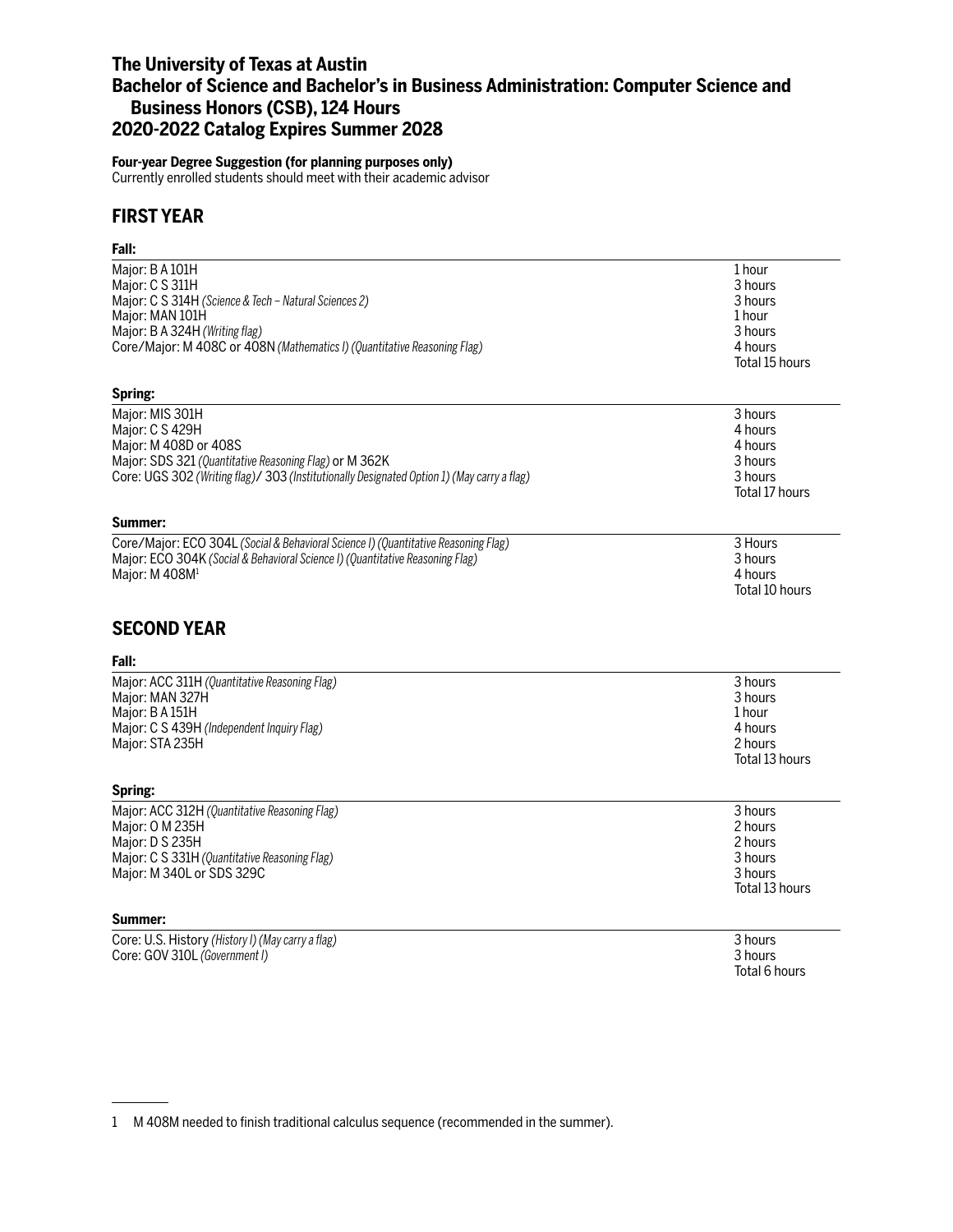# The University of Texas at Austin
# Bachelor of Science and Bachelor's in Business Administration: Computer Science and Business Honors (CSB), 124 Hours
# 2020-2022 Catalog Expires Summer 2028

**Four-year Degree Suggestion (for planning purposes only)**
Currently enrolled students should meet with their academic advisor

## FIRST YEAR

**Fall:**

| | |
|---|---|
| Major: B A 101H | 1 hour |
| Major: C S 311H | 3 hours |
| Major: C S 314H *(Science & Tech – Natural Sciences 2)* | 3 hours |
| Major: MAN 101H | 1 hour |
| Major: B A 324H *(Writing flag)* | 3 hours |
| Core/Major: M 408C or 408N *(Mathematics I) (Quantitative Reasoning Flag)* | 4 hours |
| | Total 15 hours |

**Spring:**

| | |
|---|---|
| Major: MIS 301H | 3 hours |
| Major: C S 429H | 4 hours |
| Major: M 408D or 408S | 4 hours |
| Major: SDS 321 *(Quantitative Reasoning Flag)* or M 362K | 3 hours |
| Core: UGS 302 *(Writing flag)*/ 303 *(Institutionally Designated Option 1) (May carry a flag)* | 3 hours |
| | Total 17 hours |

**Summer:**

| | |
|---|---|
| Core/Major: ECO 304L *(Social & Behavioral Science I) (Quantitative Reasoning Flag)* | 3 Hours |
| Major: ECO 304K *(Social & Behavioral Science I) (Quantitative Reasoning Flag)* | 3 hours |
| Major: M 408M[1] | 4 hours |
| | Total 10 hours |

## SECOND YEAR

**Fall:**

| | |
|---|---|
| Major: ACC 311H *(Quantitative Reasoning Flag)* | 3 hours |
| Major: MAN 327H | 3 hours |
| Major: B A 151H | 1 hour |
| Major: C S 439H *(Independent Inquiry Flag)* | 4 hours |
| Major: STA 235H | 2 hours |
| | Total 13 hours |

**Spring:**

| | |
|---|---|
| Major: ACC 312H *(Quantitative Reasoning Flag)* | 3 hours |
| Major: O M 235H | 2 hours |
| Major: D S 235H | 2 hours |
| Major: C S 331H *(Quantitative Reasoning Flag)* | 3 hours |
| Major: M 340L or SDS 329C | 3 hours |
| | Total 13 hours |

**Summer:**

| | |
|---|---|
| Core: U.S. History *(History I) (May carry a flag)* | 3 hours |
| Core: GOV 310L *(Government I)* | 3 hours |
| | Total 6 hours |

1 M 408M needed to finish traditional calculus sequence (recommended in the summer).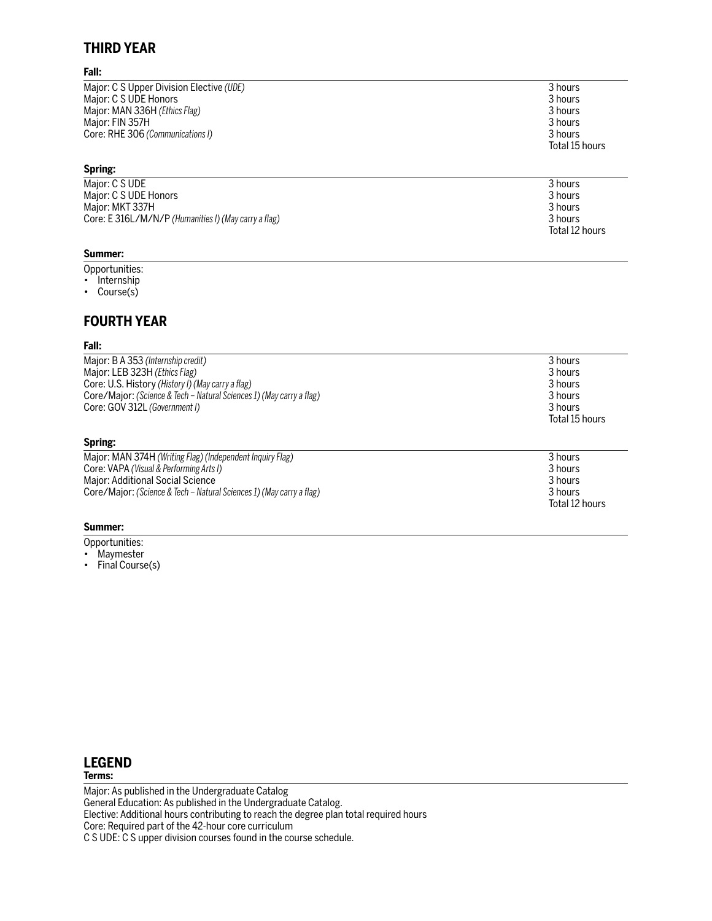## THIRD YEAR

**Fall:**

| | |
|---|---|
| Major: C S Upper Division Elective *(UDE)* | 3 hours |
| Major: C S UDE Honors | 3 hours |
| Major: MAN 336H *(Ethics Flag)* | 3 hours |
| Major: FIN 357H | 3 hours |
| Core: RHE 306 *(Communications I)* | 3 hours |
| | Total 15 hours |

**Spring:**

| | |
|---|---|
| Major: C S UDE | 3 hours |
| Major: C S UDE Honors | 3 hours |
| Major: MKT 337H | 3 hours |
| Core: E 316L/M/N/P *(Humanities I) (May carry a flag)* | 3 hours |
| | Total 12 hours |

**Summer:**

Opportunities:

- Internship
- Course(s)

## FOURTH YEAR

**Fall:**

| | |
|---|---|
| Major: B A 353 *(Internship credit)* | 3 hours |
| Major: LEB 323H *(Ethics Flag)* | 3 hours |
| Core: U.S. History *(History I) (May carry a flag)* | 3 hours |
| Core/Major: *(Science & Tech – Natural Sciences 1) (May carry a flag)* | 3 hours |
| Core: GOV 312L *(Government I)* | 3 hours |
| | Total 15 hours |

**Spring:**

| | |
|---|---|
| Major: MAN 374H *(Writing Flag) (Independent Inquiry Flag)* | 3 hours |
| Core: VAPA *(Visual & Performing Arts I)* | 3 hours |
| Major: Additional Social Science | 3 hours |
| Core/Major: *(Science & Tech – Natural Sciences 1) (May carry a flag)* | 3 hours |
| | Total 12 hours |

**Summer:**

Opportunities:

- Maymester
- Final Course(s)

## LEGEND

**Terms:**

Major: As published in the Undergraduate Catalog
General Education: As published in the Undergraduate Catalog.
Elective: Additional hours contributing to reach the degree plan total required hours
Core: Required part of the 42-hour core curriculum
C S UDE: C S upper division courses found in the course schedule.